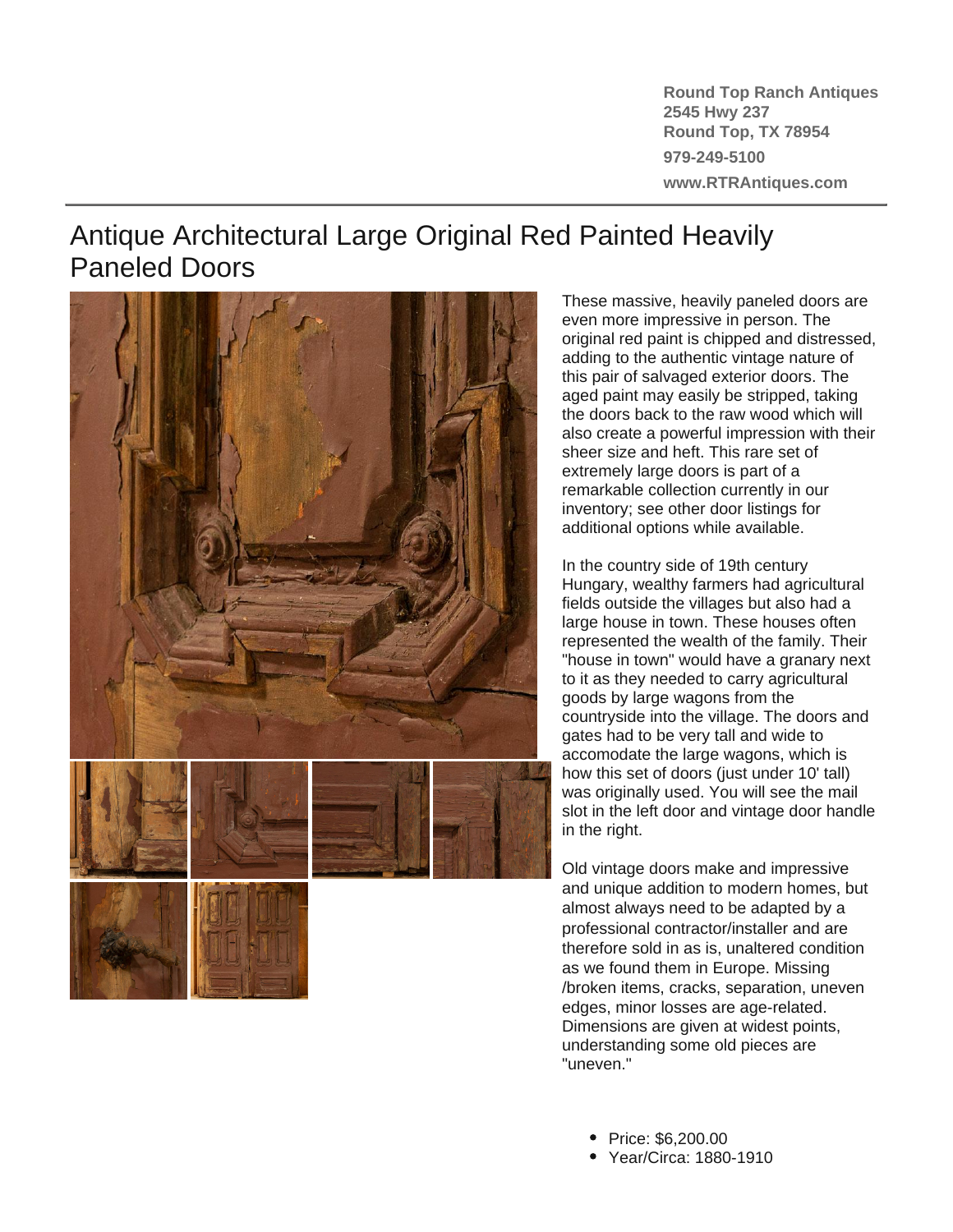**Round Top Ranch Antiques**
**2545 Hwy 237**
**Round Top, TX 78954**
**979-249-5100**
**www.RTRAntiques.com**

# Antique Architectural Large Original Red Painted Heavily Paneled Doors

These massive, heavily paneled doors are even more impressive in person. The original red paint is chipped and distressed, adding to the authentic vintage nature of this pair of salvaged exterior doors. The aged paint may easily be stripped, taking the doors back to the raw wood which will also create a powerful impression with their sheer size and heft. This rare set of extremely large doors is part of a remarkable collection currently in our inventory; see other door listings for additional options while available.

In the country side of 19th century Hungary, wealthy farmers had agricultural fields outside the villages but also had a large house in town. These houses often represented the wealth of the family. Their "house in town" would have a granary next to it as they needed to carry agricultural goods by large wagons from the countryside into the village. The doors and gates had to be very tall and wide to accomodate the large wagons, which is how this set of doors (just under 10' tall) was originally used. You will see the mail slot in the left door and vintage door handle in the right.

Old vintage doors make and impressive and unique addition to modern homes, but almost always need to be adapted by a professional contractor/installer and are therefore sold in as is, unaltered condition as we found them in Europe. Missing /broken items, cracks, separation, uneven edges, minor losses are age-related. Dimensions are given at widest points, understanding some old pieces are "uneven."

- Price: $6,200.00
- Year/Circa: 1880-1910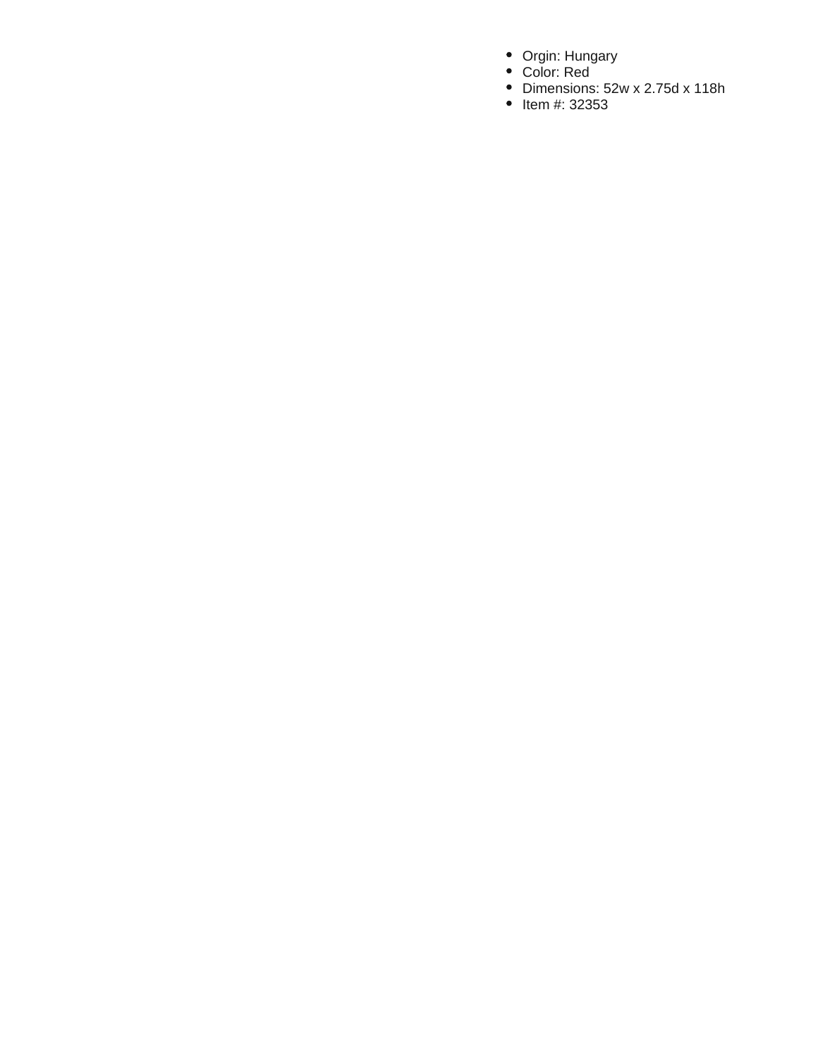- Orgin: Hungary
- Color: Red
- Dimensions: 52w x 2.75d x 118h
- Item #: 32353